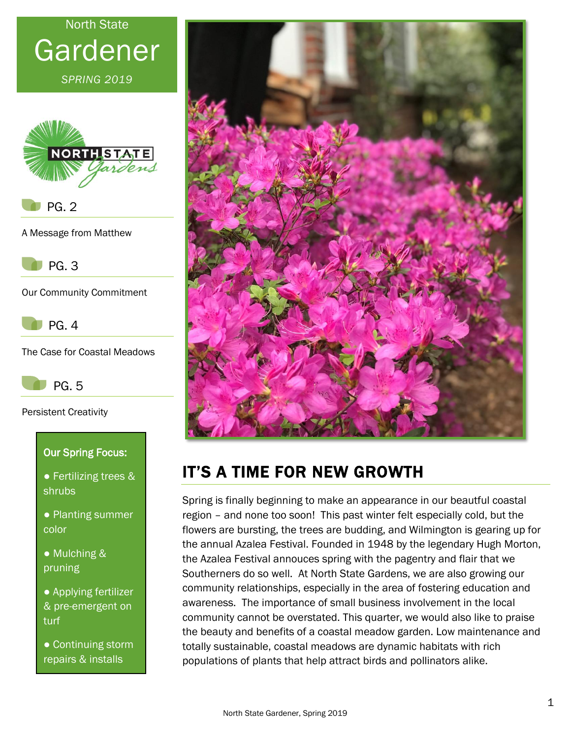North State

# Gardener

*SPRING 2019*

PG. 2

A Message from Matthew

PG. 3

Our Community Commitment

PG. 4

The Case for Coastal Meadows

PG. 5

Persistent Creativity

**Our Spring Focus:**

- Fertilizing trees & shrubs
- Planting summer color
- Mulching & pruning
- Applying fertilizer & pre-emergent on turf
- Continuing storm repairs & installs

## IT'S A TIME FOR NEW GROWTH

Spring is finally beginning to make an appearance in our beautiful coastal region – and none too soon! This past winter felt especially cold, but the flowers are bursting, the trees are budding, and Wilmington is gearing up for the annual Azalea Festival. Founded in 1948 by the legendary Hugh Morton, the Azalea Festival annouces spring with the pagentry and flair that we Southerners do so well. At North State Gardens, we are also growing our community relationships, especially in the area of fostering education and awareness. The importance of small business involvement in the local community cannot be overstated. This quarter, we would also like to praise the beauty and benefits of a coastal meadow garden. Low maintenance and totally sustainable, coastal meadows are dynamic habitats with rich populations of plants that help attract birds and pollinators alike.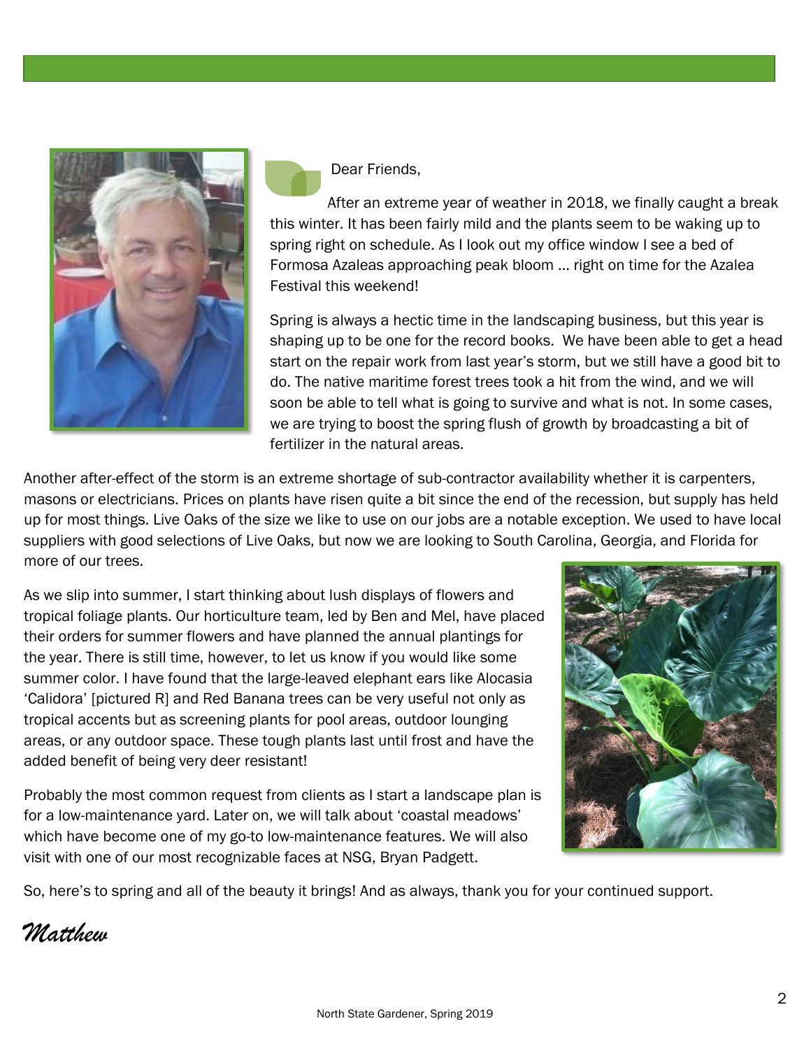Dear Friends,

After an extreme year of weather in 2018, we finally caught a break this winter. It has been fairly mild and the plants seem to be waking up to spring right on schedule. As I look out my office window I see a bed of Formosa Azaleas approaching peak bloom … right on time for the Azalea Festival this weekend!

Spring is always a hectic time in the landscaping business, but this year is shaping up to be one for the record books. We have been able to get a head start on the repair work from last year's storm, but we still have a good bit to do. The native maritime forest trees took a hit from the wind, and we will soon be able to tell what is going to survive and what is not. In some cases, we are trying to boost the spring flush of growth by broadcasting a bit of fertilizer in the natural areas.

Another after-effect of the storm is an extreme shortage of sub-contractor availability whether it is carpenters, masons or electricians. Prices on plants have risen quite a bit since the end of the recession, but supply has held up for most things. Live Oaks of the size we like to use on our jobs are a notable exception. We used to have local suppliers with good selections of Live Oaks, but now we are looking to South Carolina, Georgia, and Florida for more of our trees.

As we slip into summer, I start thinking about lush displays of flowers and tropical foliage plants. Our horticulture team, led by Ben and Mel, have placed their orders for summer flowers and have planned the annual plantings for the year. There is still time, however, to let us know if you would like some summer color. I have found that the large-leaved elephant ears like Alocasia 'Calidora' [pictured R] and Red Banana trees can be very useful not only as tropical accents but as screening plants for pool areas, outdoor lounging areas, or any outdoor space. These tough plants last until frost and have the added benefit of being very deer resistant!

Probably the most common request from clients as I start a landscape plan is for a low-maintenance yard. Later on, we will talk about 'coastal meadows' which have become one of my go-to low-maintenance features. We will also visit with one of our most recognizable faces at NSG, Bryan Padgett.

So, here's to spring and all of the beauty it brings! And as always, thank you for your continued support.

*Matthew*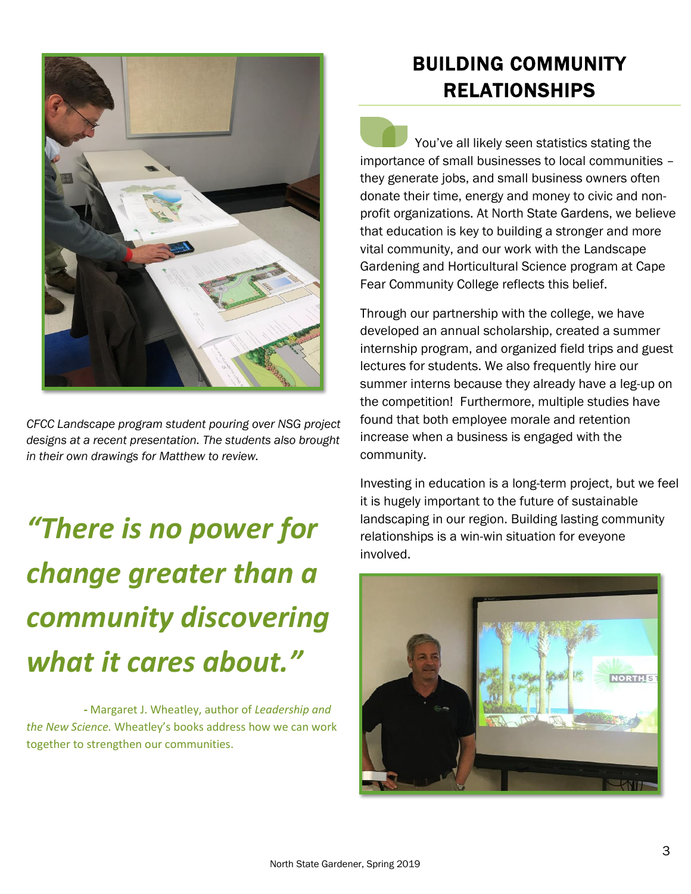## BUILDING COMMUNITY RELATIONSHIPS

You've all likely seen statistics stating the importance of small businesses to local communities – they generate jobs, and small business owners often donate their time, energy and money to civic and non-profit organizations. At North State Gardens, we believe that education is key to building a stronger and more vital community, and our work with the Landscape Gardening and Horticultural Science program at Cape Fear Community College reflects this belief.

Through our partnership with the college, we have developed an annual scholarship, created a summer internship program, and organized field trips and guest lectures for students. We also frequently hire our summer interns because they already have a leg-up on the competition! Furthermore, multiple studies have found that both employee morale and retention increase when a business is engaged with the community.

Investing in education is a long-term project, but we feel it is hugely important to the future of sustainable landscaping in our region. Building lasting community relationships is a win-win situation for eveyone involved.

*CFCC Landscape program student pouring over NSG project designs at a recent presentation. The students also brought in their own drawings for Matthew to review.*

> ***"There is no power for change greater than a community discovering what it cares about."***

- Margaret J. Wheatley, author of *Leadership and the New Science.* Wheatley's books address how we can work together to strengthen our communities.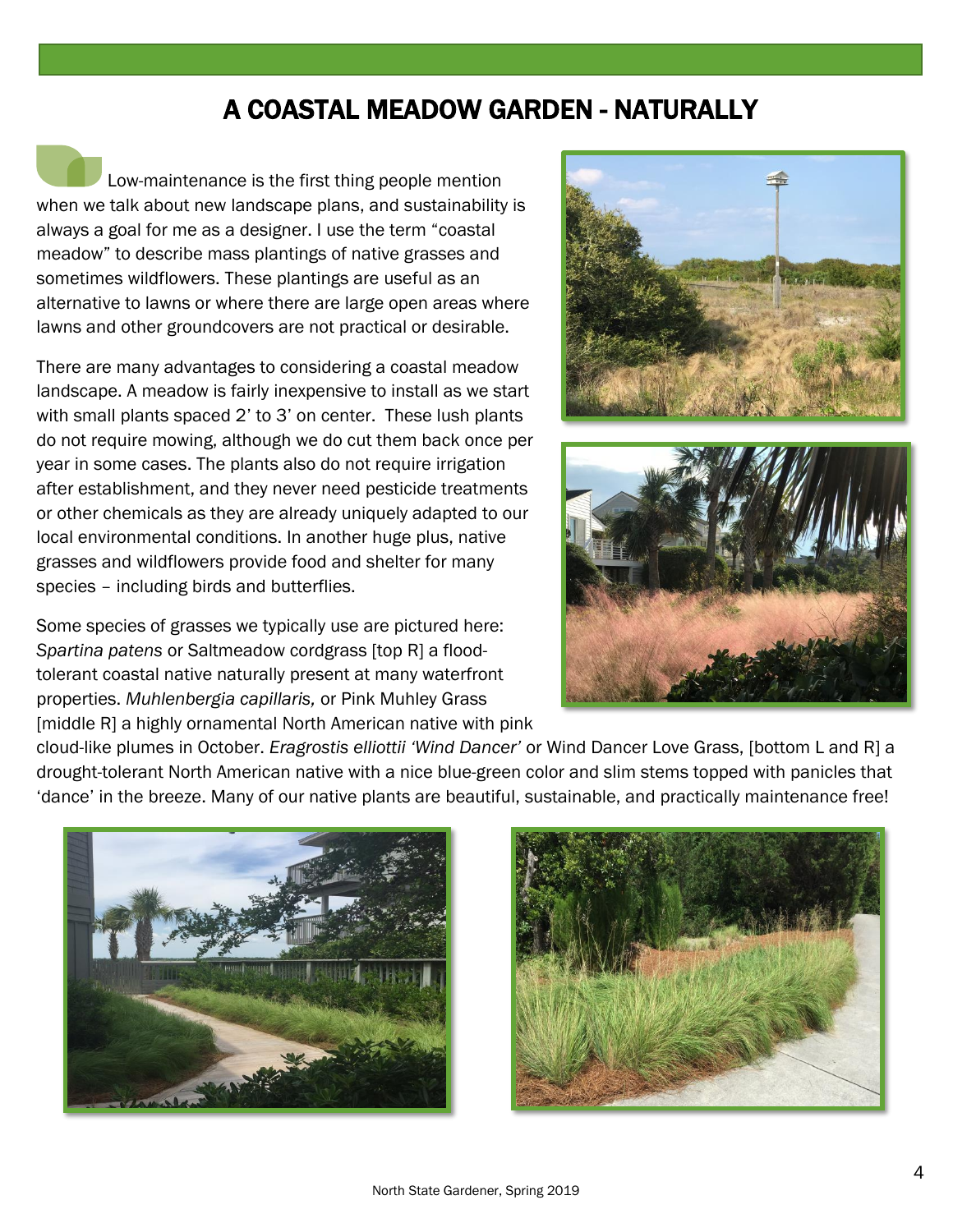# A COASTAL MEADOW GARDEN - NATURALLY

Low-maintenance is the first thing people mention when we talk about new landscape plans, and sustainability is always a goal for me as a designer. I use the term "coastal meadow" to describe mass plantings of native grasses and sometimes wildflowers. These plantings are useful as an alternative to lawns or where there are large open areas where lawns and other groundcovers are not practical or desirable.

There are many advantages to considering a coastal meadow landscape. A meadow is fairly inexpensive to install as we start with small plants spaced 2' to 3' on center. These lush plants do not require mowing, although we do cut them back once per year in some cases. The plants also do not require irrigation after establishment, and they never need pesticide treatments or other chemicals as they are already uniquely adapted to our local environmental conditions. In another huge plus, native grasses and wildflowers provide food and shelter for many species – including birds and butterflies.

Some species of grasses we typically use are pictured here: *Spartina patens* or Saltmeadow cordgrass [top R] a flood-tolerant coastal native naturally present at many waterfront properties. *Muhlenbergia capillaris,* or Pink Muhley Grass [middle R] a highly ornamental North American native with pink cloud-like plumes in October. *Eragrostis elliottii 'Wind Dancer'* or Wind Dancer Love Grass, [bottom L and R] a drought-tolerant North American native with a nice blue-green color and slim stems topped with panicles that 'dance' in the breeze. Many of our native plants are beautiful, sustainable, and practically maintenance free!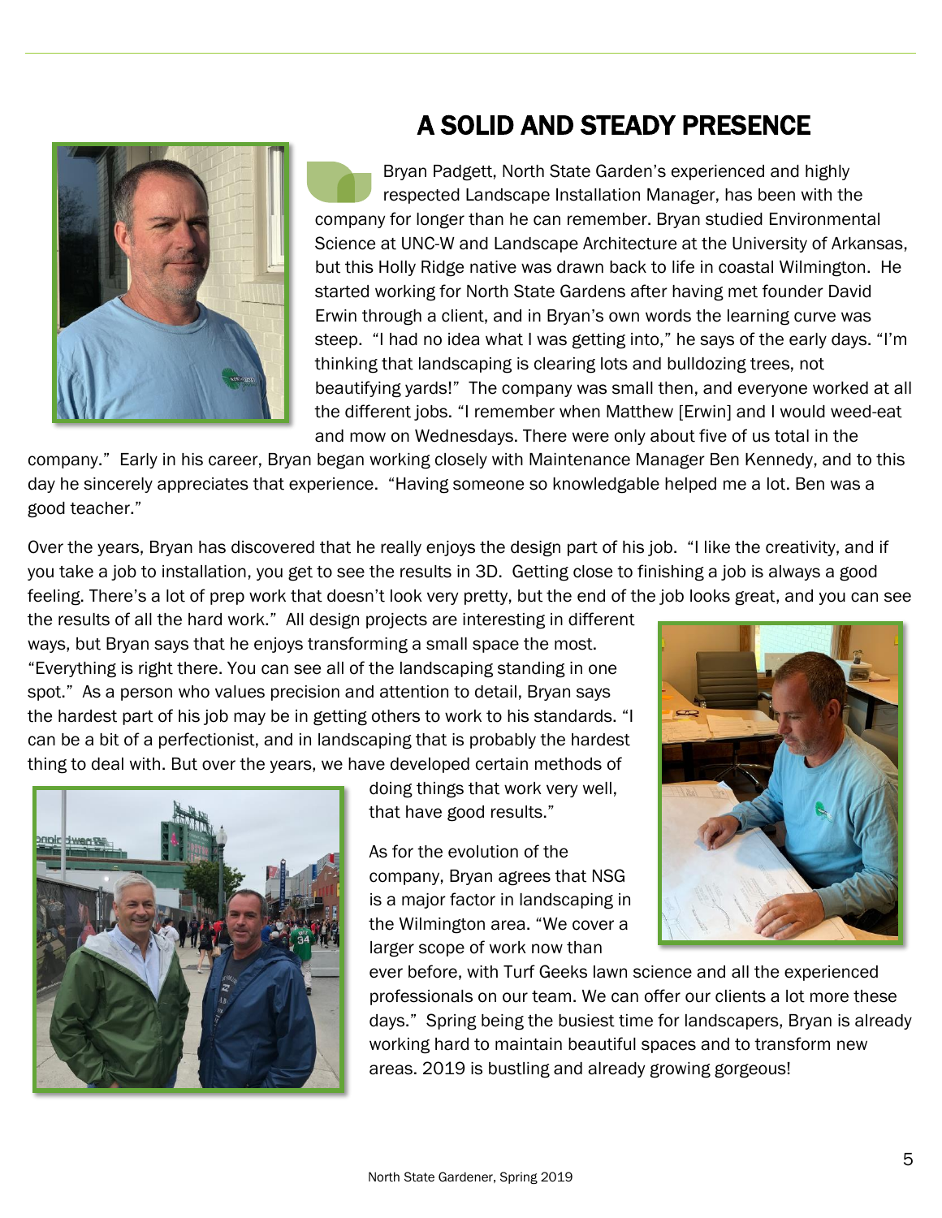# A SOLID AND STEADY PRESENCE

Bryan Padgett, North State Garden's experienced and highly respected Landscape Installation Manager, has been with the company for longer than he can remember. Bryan studied Environmental Science at UNC-W and Landscape Architecture at the University of Arkansas, but this Holly Ridge native was drawn back to life in coastal Wilmington. He started working for North State Gardens after having met founder David Erwin through a client, and in Bryan's own words the learning curve was steep. "I had no idea what I was getting into," he says of the early days. "I'm thinking that landscaping is clearing lots and bulldozing trees, not beautifying yards!" The company was small then, and everyone worked at all the different jobs. "I remember when Matthew [Erwin] and I would weed-eat and mow on Wednesdays. There were only about five of us total in the company." Early in his career, Bryan began working closely with Maintenance Manager Ben Kennedy, and to this day he sincerely appreciates that experience. "Having someone so knowledgable helped me a lot. Ben was a good teacher."

Over the years, Bryan has discovered that he really enjoys the design part of his job. "I like the creativity, and if you take a job to installation, you get to see the results in 3D. Getting close to finishing a job is always a good feeling. There's a lot of prep work that doesn't look very pretty, but the end of the job looks great, and you can see the results of all the hard work." All design projects are interesting in different ways, but Bryan says that he enjoys transforming a small space the most. "Everything is right there. You can see all of the landscaping standing in one spot." As a person who values precision and attention to detail, Bryan says the hardest part of his job may be in getting others to work to his standards. "I can be a bit of a perfectionist, and in landscaping that is probably the hardest thing to deal with. But over the years, we have developed certain methods of doing things that work very well, that have good results."

As for the evolution of the company, Bryan agrees that NSG is a major factor in landscaping in the Wilmington area. "We cover a larger scope of work now than ever before, with Turf Geeks lawn science and all the experienced professionals on our team. We can offer our clients a lot more these days." Spring being the busiest time for landscapers, Bryan is already working hard to maintain beautiful spaces and to transform new areas. 2019 is bustling and already growing gorgeous!